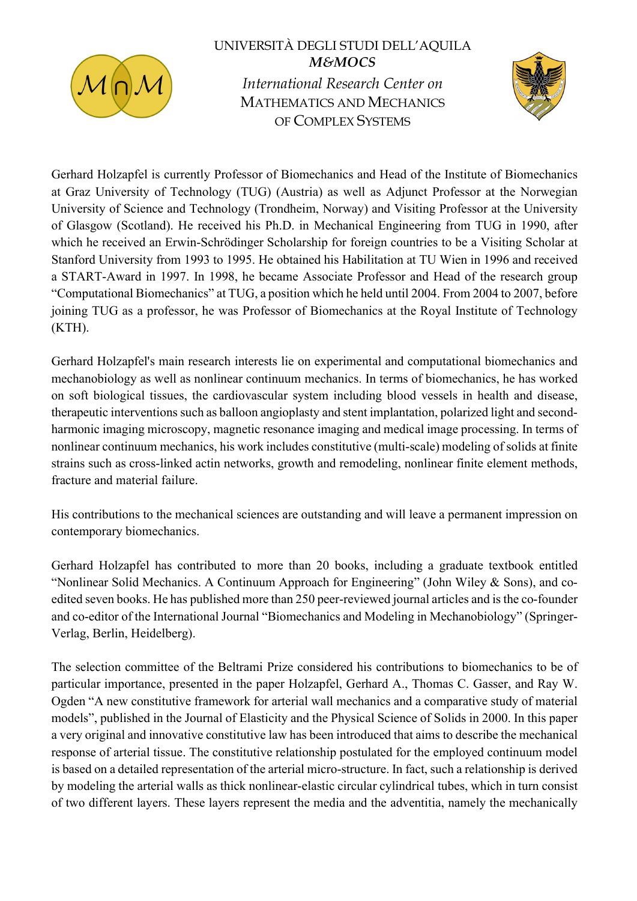UNIVERSITÀ DEGLI STUDI DELL'AQUILA

***M&MOCS***

*International Research Center on*

MATHEMATICS AND MECHANICS OF COMPLEX SYSTEMS

Gerhard Holzapfel is currently Professor of Biomechanics and Head of the Institute of Biomechanics at Graz University of Technology (TUG) (Austria) as well as Adjunct Professor at the Norwegian University of Science and Technology (Trondheim, Norway) and Visiting Professor at the University of Glasgow (Scotland). He received his Ph.D. in Mechanical Engineering from TUG in 1990, after which he received an Erwin-Schrödinger Scholarship for foreign countries to be a Visiting Scholar at Stanford University from 1993 to 1995. He obtained his Habilitation at TU Wien in 1996 and received a START-Award in 1997. In 1998, he became Associate Professor and Head of the research group "Computational Biomechanics" at TUG, a position which he held until 2004. From 2004 to 2007, before joining TUG as a professor, he was Professor of Biomechanics at the Royal Institute of Technology (KTH).

Gerhard Holzapfel's main research interests lie on experimental and computational biomechanics and mechanobiology as well as nonlinear continuum mechanics. In terms of biomechanics, he has worked on soft biological tissues, the cardiovascular system including blood vessels in health and disease, therapeutic interventions such as balloon angioplasty and stent implantation, polarized light and second-harmonic imaging microscopy, magnetic resonance imaging and medical image processing. In terms of nonlinear continuum mechanics, his work includes constitutive (multi-scale) modeling of solids at finite strains such as cross-linked actin networks, growth and remodeling, nonlinear finite element methods, fracture and material failure.

His contributions to the mechanical sciences are outstanding and will leave a permanent impression on contemporary biomechanics.

Gerhard Holzapfel has contributed to more than 20 books, including a graduate textbook entitled "Nonlinear Solid Mechanics. A Continuum Approach for Engineering" (John Wiley & Sons), and co-edited seven books. He has published more than 250 peer-reviewed journal articles and is the co-founder and co-editor of the International Journal "Biomechanics and Modeling in Mechanobiology" (Springer-Verlag, Berlin, Heidelberg).

The selection committee of the Beltrami Prize considered his contributions to biomechanics to be of particular importance, presented in the paper Holzapfel, Gerhard A., Thomas C. Gasser, and Ray W. Ogden "A new constitutive framework for arterial wall mechanics and a comparative study of material models", published in the Journal of Elasticity and the Physical Science of Solids in 2000. In this paper a very original and innovative constitutive law has been introduced that aims to describe the mechanical response of arterial tissue. The constitutive relationship postulated for the employed continuum model is based on a detailed representation of the arterial micro-structure. In fact, such a relationship is derived by modeling the arterial walls as thick nonlinear-elastic circular cylindrical tubes, which in turn consist of two different layers. These layers represent the media and the adventitia, namely the mechanically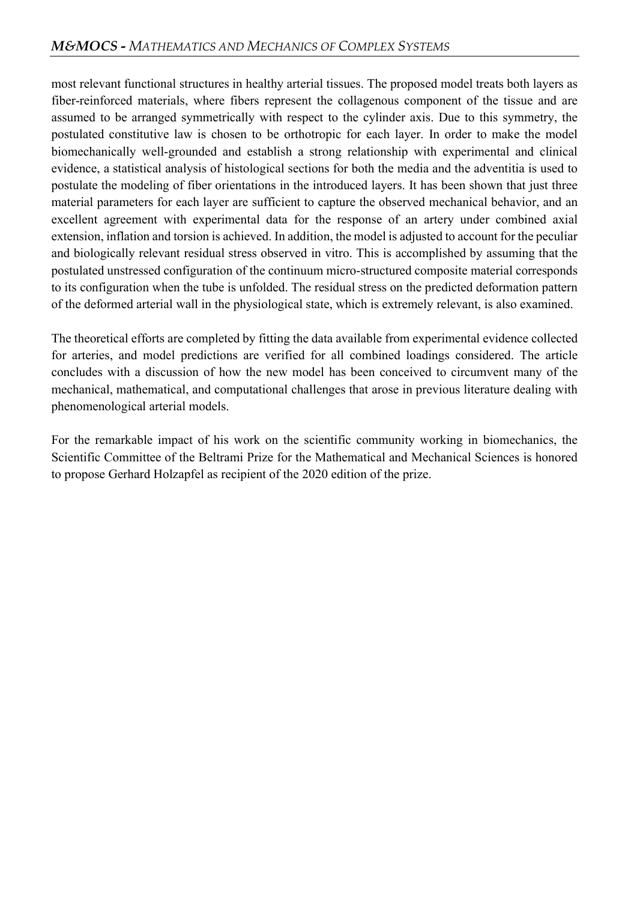most relevant functional structures in healthy arterial tissues. The proposed model treats both layers as fiber-reinforced materials, where fibers represent the collagenous component of the tissue and are assumed to be arranged symmetrically with respect to the cylinder axis. Due to this symmetry, the postulated constitutive law is chosen to be orthotropic for each layer. In order to make the model biomechanically well-grounded and establish a strong relationship with experimental and clinical evidence, a statistical analysis of histological sections for both the media and the adventitia is used to postulate the modeling of fiber orientations in the introduced layers. It has been shown that just three material parameters for each layer are sufficient to capture the observed mechanical behavior, and an excellent agreement with experimental data for the response of an artery under combined axial extension, inflation and torsion is achieved. In addition, the model is adjusted to account for the peculiar and biologically relevant residual stress observed in vitro. This is accomplished by assuming that the postulated unstressed configuration of the continuum micro-structured composite material corresponds to its configuration when the tube is unfolded. The residual stress on the predicted deformation pattern of the deformed arterial wall in the physiological state, which is extremely relevant, is also examined.

The theoretical efforts are completed by fitting the data available from experimental evidence collected for arteries, and model predictions are verified for all combined loadings considered. The article concludes with a discussion of how the new model has been conceived to circumvent many of the mechanical, mathematical, and computational challenges that arose in previous literature dealing with phenomenological arterial models.

For the remarkable impact of his work on the scientific community working in biomechanics, the Scientific Committee of the Beltrami Prize for the Mathematical and Mechanical Sciences is honored to propose Gerhard Holzapfel as recipient of the 2020 edition of the prize.